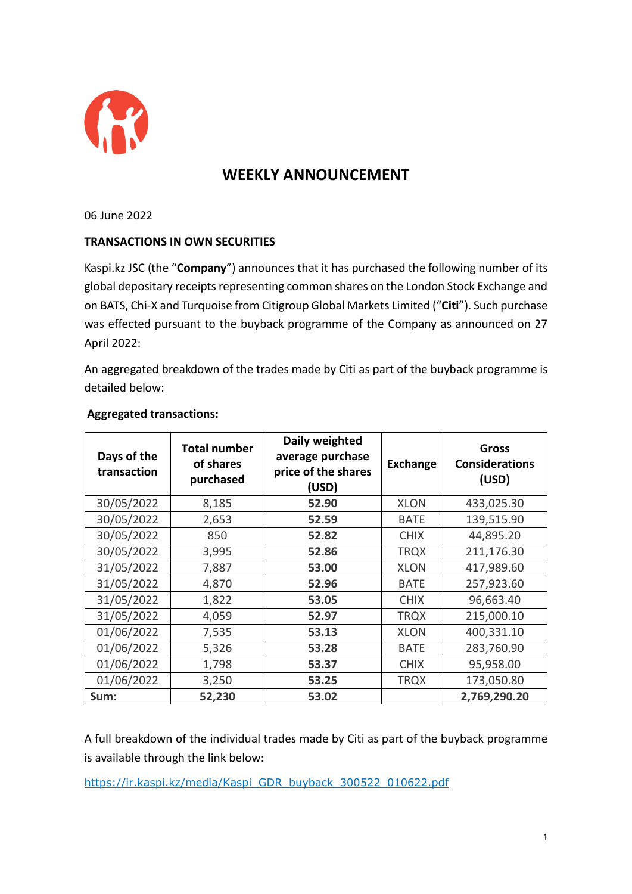# WEEKLY ANNOUNCEMENT

06 June 2022

**TRANSACTIONS IN OWN SECURITIES**

Kaspi.kz JSC (the "**Company**") announces that it has purchased the following number of its global depositary receipts representing common shares on the London Stock Exchange and on BATS, Chi-X and Turquoise from Citigroup Global Markets Limited ("**Citi**"). Such purchase was effected pursuant to the buyback programme of the Company as announced on 27 April 2022:

An aggregated breakdown of the trades made by Citi as part of the buyback programme is detailed below:

**Aggregated transactions:**

| Days of the transaction | Total number of shares purchased | Daily weighted average purchase price of the shares (USD) | Exchange | Gross Considerations (USD) |
|---|---|---|---|---|
| 30/05/2022 | 8,185 | **52.90** | XLON | 433,025.30 |
| 30/05/2022 | 2,653 | **52.59** | BATE | 139,515.90 |
| 30/05/2022 | 850 | **52.82** | CHIX | 44,895.20 |
| 30/05/2022 | 3,995 | **52.86** | TRQX | 211,176.30 |
| 31/05/2022 | 7,887 | **53.00** | XLON | 417,989.60 |
| 31/05/2022 | 4,870 | **52.96** | BATE | 257,923.60 |
| 31/05/2022 | 1,822 | **53.05** | CHIX | 96,663.40 |
| 31/05/2022 | 4,059 | **52.97** | TRQX | 215,000.10 |
| 01/06/2022 | 7,535 | **53.13** | XLON | 400,331.10 |
| 01/06/2022 | 5,326 | **53.28** | BATE | 283,760.90 |
| 01/06/2022 | 1,798 | **53.37** | CHIX | 95,958.00 |
| 01/06/2022 | 3,250 | **53.25** | TRQX | 173,050.80 |
| **Sum:** | **52,230** | **53.02** | | **2,769,290.20** |

A full breakdown of the individual trades made by Citi as part of the buyback programme is available through the link below:

https://ir.kaspi.kz/media/Kaspi_GDR_buyback_300522_010622.pdf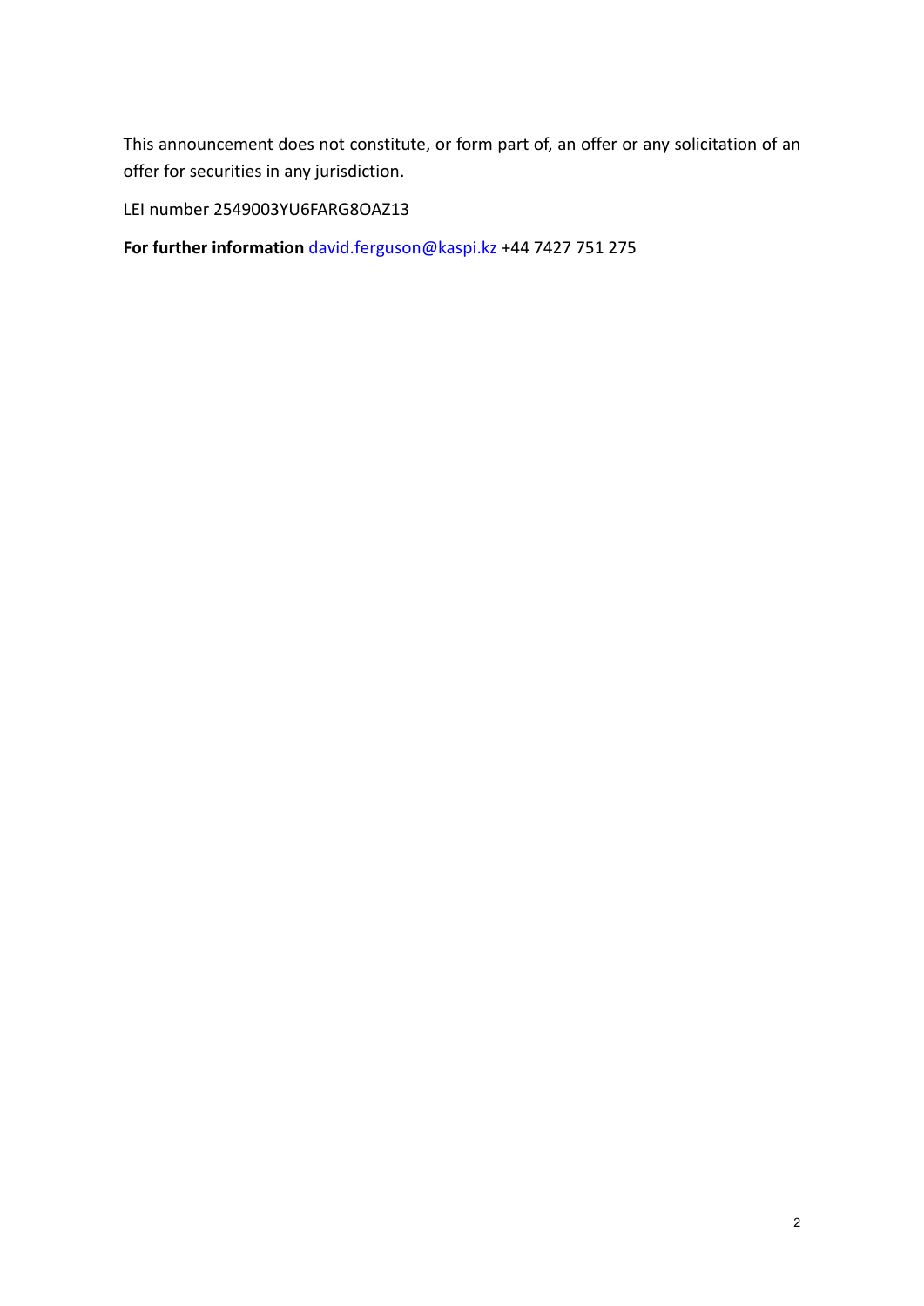This announcement does not constitute, or form part of, an offer or any solicitation of an offer for securities in any jurisdiction.

LEI number 2549003YU6FARG8OAZ13

**For further information** david.ferguson@kaspi.kz +44 7427 751 275